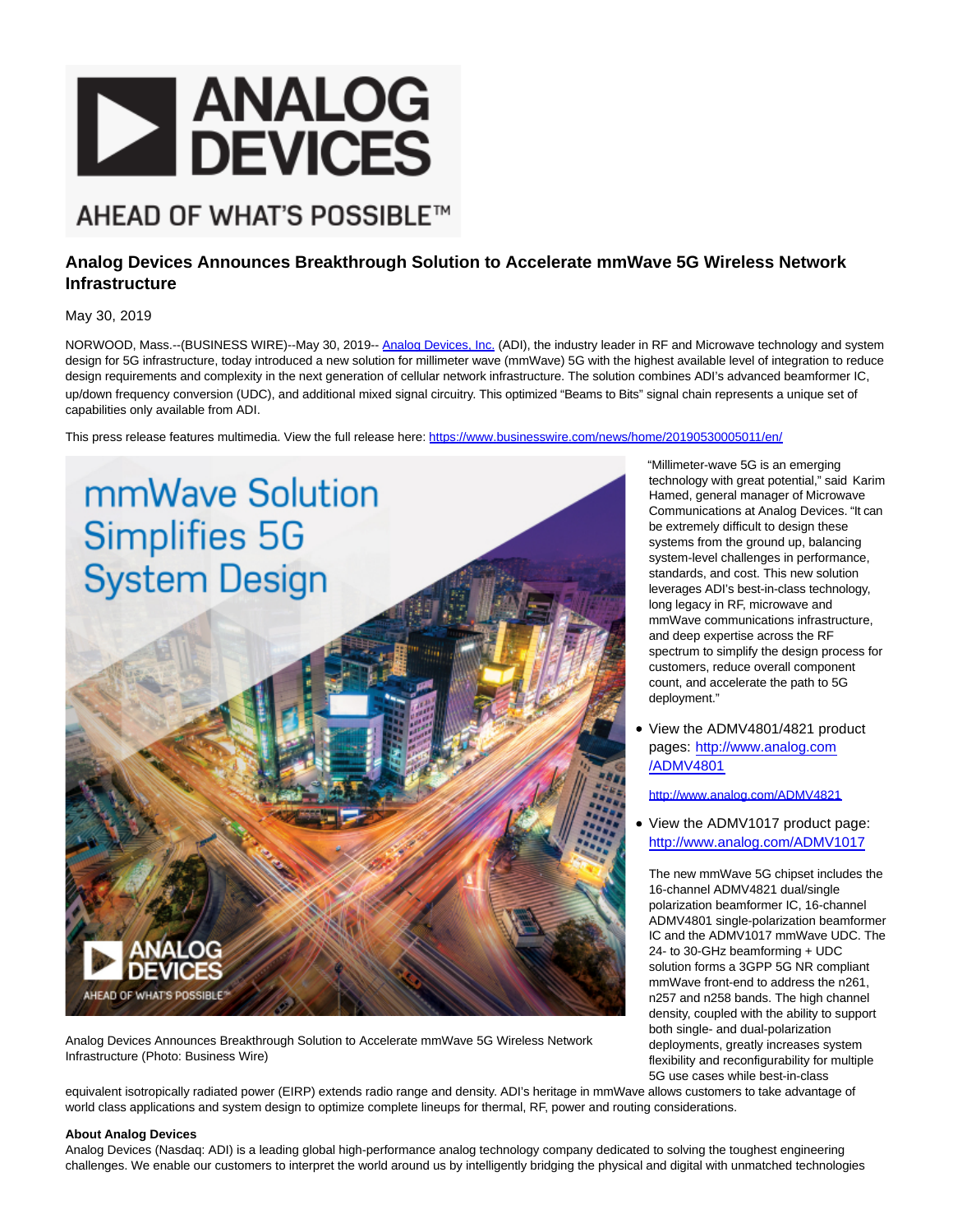# Analog Devices Announces Breakthrough Solution to Accelerate mmWave 5G Wireless Network Infrastructure

May 30, 2019

NORWOOD, Mass.--(BUSINESS WIRE)--May 30, 2019-- Analog Devices, Inc. (ADI), the industry leader in RF and Microwave technology and system design for 5G infrastructure, today introduced a new solution for millimeter wave (mmWave) 5G with the highest available level of integration to reduce design requirements and complexity in the next generation of cellular network infrastructure. The solution combines ADI's advanced beamformer IC, up/down frequency conversion (UDC), and additional mixed signal circuitry. This optimized "Beams to Bits" signal chain represents a unique set of capabilities only available from ADI.

This press release features multimedia. View the full release here: https://www.businesswire.com/news/home/20190530005011/en/

Analog Devices Announces Breakthrough Solution to Accelerate mmWave 5G Wireless Network Infrastructure (Photo: Business Wire)

"Millimeter-wave 5G is an emerging technology with great potential," said Karim Hamed, general manager of Microwave Communications at Analog Devices. "It can be extremely difficult to design these systems from the ground up, balancing system-level challenges in performance, standards, and cost. This new solution leverages ADI's best-in-class technology, long legacy in RF, microwave and mmWave communications infrastructure, and deep expertise across the RF spectrum to simplify the design process for customers, reduce overall component count, and accelerate the path to 5G deployment."

- View the ADMV4801/4821 product pages: http://www.analog.com/ADMV4801

  http://www.analog.com/ADMV4821
- View the ADMV1017 product page: http://www.analog.com/ADMV1017

The new mmWave 5G chipset includes the 16-channel ADMV4821 dual/single polarization beamformer IC, 16-channel ADMV4801 single-polarization beamformer IC and the ADMV1017 mmWave UDC. The 24- to 30-GHz beamforming + UDC solution forms a 3GPP 5G NR compliant mmWave front-end to address the n261, n257 and n258 bands. The high channel density, coupled with the ability to support both single- and dual-polarization deployments, greatly increases system flexibility and reconfigurability for multiple 5G use cases while best-in-class equivalent isotropically radiated power (EIRP) extends radio range and density. ADI's heritage in mmWave allows customers to take advantage of world class applications and system design to optimize complete lineups for thermal, RF, power and routing considerations.

**About Analog Devices**

Analog Devices (Nasdaq: ADI) is a leading global high-performance analog technology company dedicated to solving the toughest engineering challenges. We enable our customers to interpret the world around us by intelligently bridging the physical and digital with unmatched technologies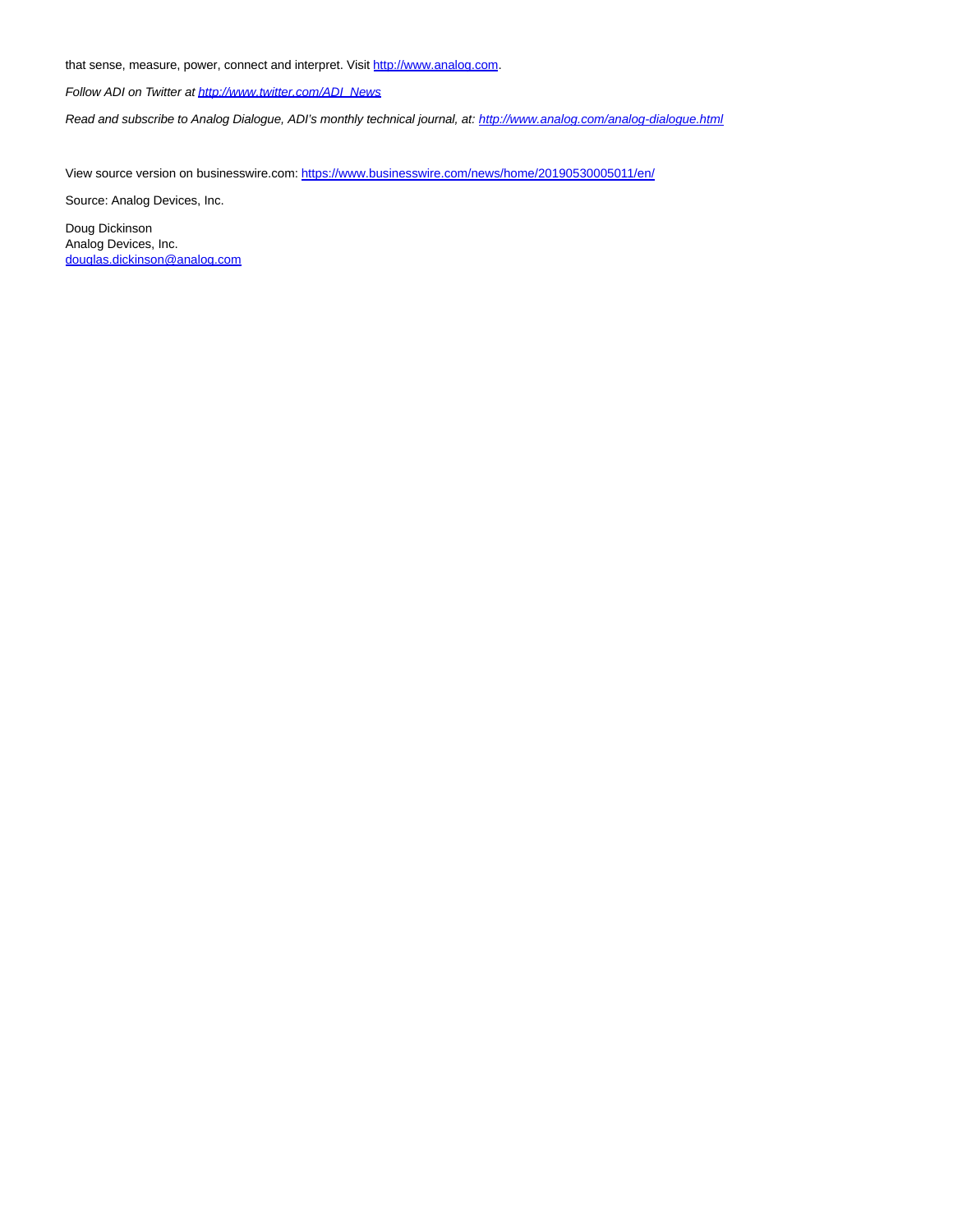that sense, measure, power, connect and interpret. Visit http://www.analog.com.

*Follow ADI on Twitter at http://www.twitter.com/ADI_News*

*Read and subscribe to Analog Dialogue, ADI's monthly technical journal, at: http://www.analog.com/analog-dialogue.html*

View source version on businesswire.com: https://www.businesswire.com/news/home/20190530005011/en/

Source: Analog Devices, Inc.

Doug Dickinson
Analog Devices, Inc.
douglas.dickinson@analog.com